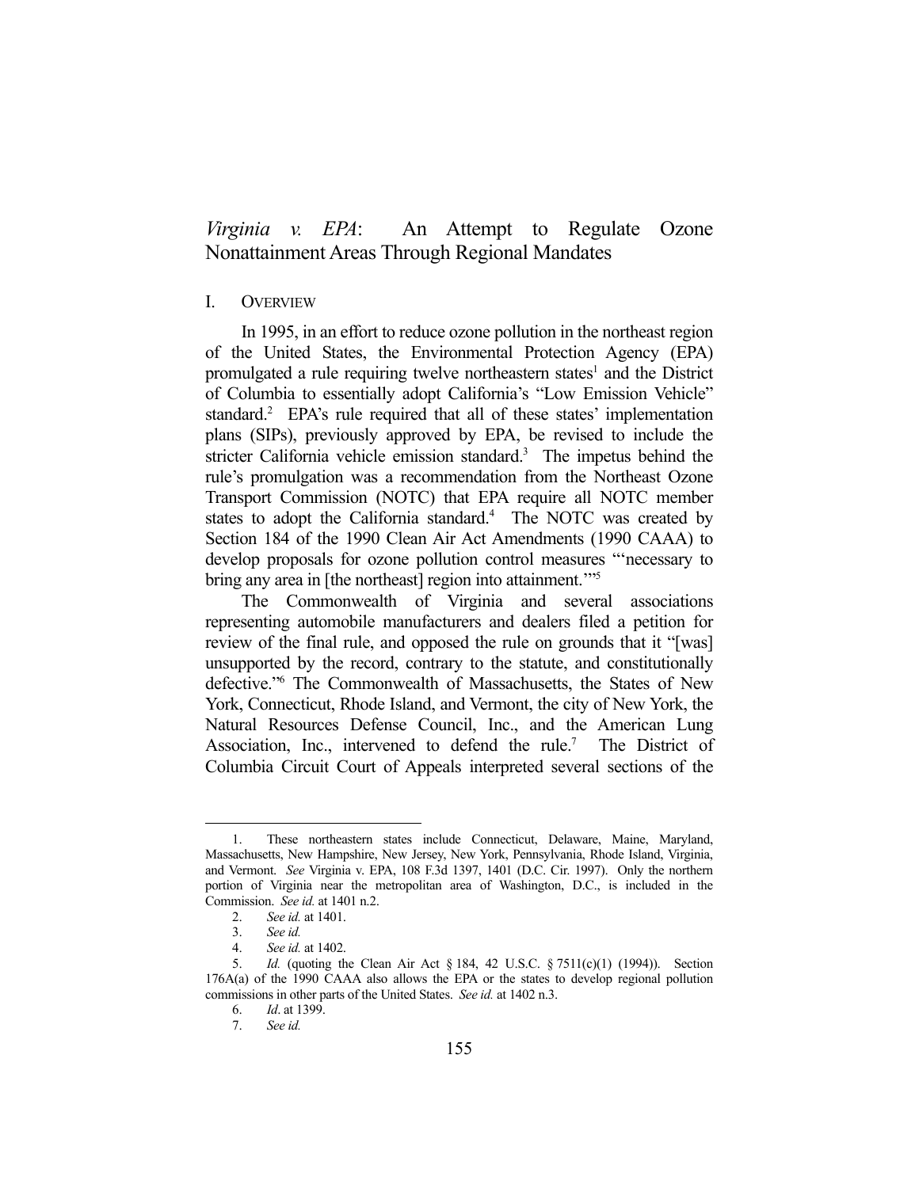# *Virginia v. EPA*: An Attempt to Regulate Ozone Nonattainment Areas Through Regional Mandates

## I. Overview

In 1995, in an effort to reduce ozone pollution in the northeast region of the United States, the Environmental Protection Agency (EPA) promulgated a rule requiring twelve northeastern states[1] and the District of Columbia to essentially adopt California's "Low Emission Vehicle" standard.[2] EPA's rule required that all of these states' implementation plans (SIPs), previously approved by EPA, be revised to include the stricter California vehicle emission standard.[3] The impetus behind the rule's promulgation was a recommendation from the Northeast Ozone Transport Commission (NOTC) that EPA require all NOTC member states to adopt the California standard.[4] The NOTC was created by Section 184 of the 1990 Clean Air Act Amendments (1990 CAAA) to develop proposals for ozone pollution control measures "'necessary to bring any area in [the northeast] region into attainment.'"[5]

The Commonwealth of Virginia and several associations representing automobile manufacturers and dealers filed a petition for review of the final rule, and opposed the rule on grounds that it "[was] unsupported by the record, contrary to the statute, and constitutionally defective."[6] The Commonwealth of Massachusetts, the States of New York, Connecticut, Rhode Island, and Vermont, the city of New York, the Natural Resources Defense Council, Inc., and the American Lung Association, Inc., intervened to defend the rule.[7] The District of Columbia Circuit Court of Appeals interpreted several sections of the

---

1. These northeastern states include Connecticut, Delaware, Maine, Maryland, Massachusetts, New Hampshire, New Jersey, New York, Pennsylvania, Rhode Island, Virginia, and Vermont. *See* Virginia v. EPA, 108 F.3d 1397, 1401 (D.C. Cir. 1997). Only the northern portion of Virginia near the metropolitan area of Washington, D.C., is included in the Commission. *See id.* at 1401 n.2.

2. *See id.* at 1401.

3. *See id.*

4. *See id.* at 1402.

5. *Id.* (quoting the Clean Air Act § 184, 42 U.S.C. § 7511(c)(1) (1994)). Section 176A(a) of the 1990 CAAA also allows the EPA or the states to develop regional pollution commissions in other parts of the United States. *See id.* at 1402 n.3.

6. *Id*. at 1399.

7. *See id.*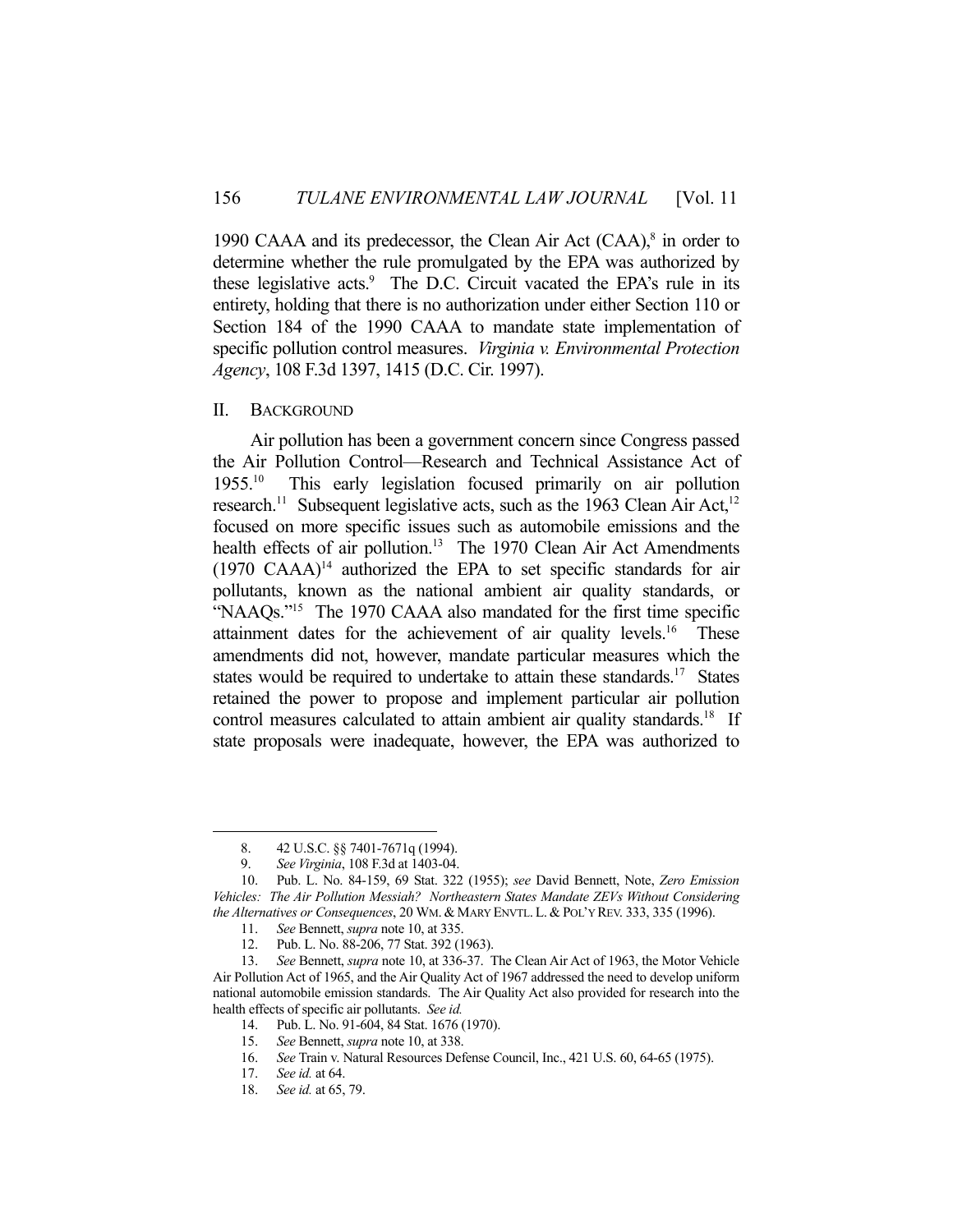1990 CAAA and its predecessor, the Clean Air Act (CAA),[8] in order to determine whether the rule promulgated by the EPA was authorized by these legislative acts.[9] The D.C. Circuit vacated the EPA's rule in its entirety, holding that there is no authorization under either Section 110 or Section 184 of the 1990 CAAA to mandate state implementation of specific pollution control measures. *Virginia v. Environmental Protection Agency*, 108 F.3d 1397, 1415 (D.C. Cir. 1997).

## II. BACKGROUND

Air pollution has been a government concern since Congress passed the Air Pollution Control—Research and Technical Assistance Act of 1955.[10] This early legislation focused primarily on air pollution research.[11] Subsequent legislative acts, such as the 1963 Clean Air Act,[12] focused on more specific issues such as automobile emissions and the health effects of air pollution.[13] The 1970 Clean Air Act Amendments (1970 CAAA)[14] authorized the EPA to set specific standards for air pollutants, known as the national ambient air quality standards, or "NAAQs."[15] The 1970 CAAA also mandated for the first time specific attainment dates for the achievement of air quality levels.[16] These amendments did not, however, mandate particular measures which the states would be required to undertake to attain these standards.[17] States retained the power to propose and implement particular air pollution control measures calculated to attain ambient air quality standards.[18] If state proposals were inadequate, however, the EPA was authorized to

---

8. 42 U.S.C. §§ 7401-7671q (1994).

9. *See Virginia*, 108 F.3d at 1403-04.

10. Pub. L. No. 84-159, 69 Stat. 322 (1955); *see* David Bennett, Note, *Zero Emission Vehicles: The Air Pollution Messiah? Northeastern States Mandate ZEVs Without Considering the Alternatives or Consequences*, 20 WM. & MARY ENVTL. L. & POL'Y REV. 333, 335 (1996).

11. *See* Bennett, *supra* note 10, at 335.

12. Pub. L. No. 88-206, 77 Stat. 392 (1963).

13. *See* Bennett, *supra* note 10, at 336-37. The Clean Air Act of 1963, the Motor Vehicle Air Pollution Act of 1965, and the Air Quality Act of 1967 addressed the need to develop uniform national automobile emission standards. The Air Quality Act also provided for research into the health effects of specific air pollutants. *See id.*

14. Pub. L. No. 91-604, 84 Stat. 1676 (1970).

15. *See* Bennett, *supra* note 10, at 338.

16. *See* Train v. Natural Resources Defense Council, Inc., 421 U.S. 60, 64-65 (1975).

17. *See id.* at 64.

18. *See id.* at 65, 79.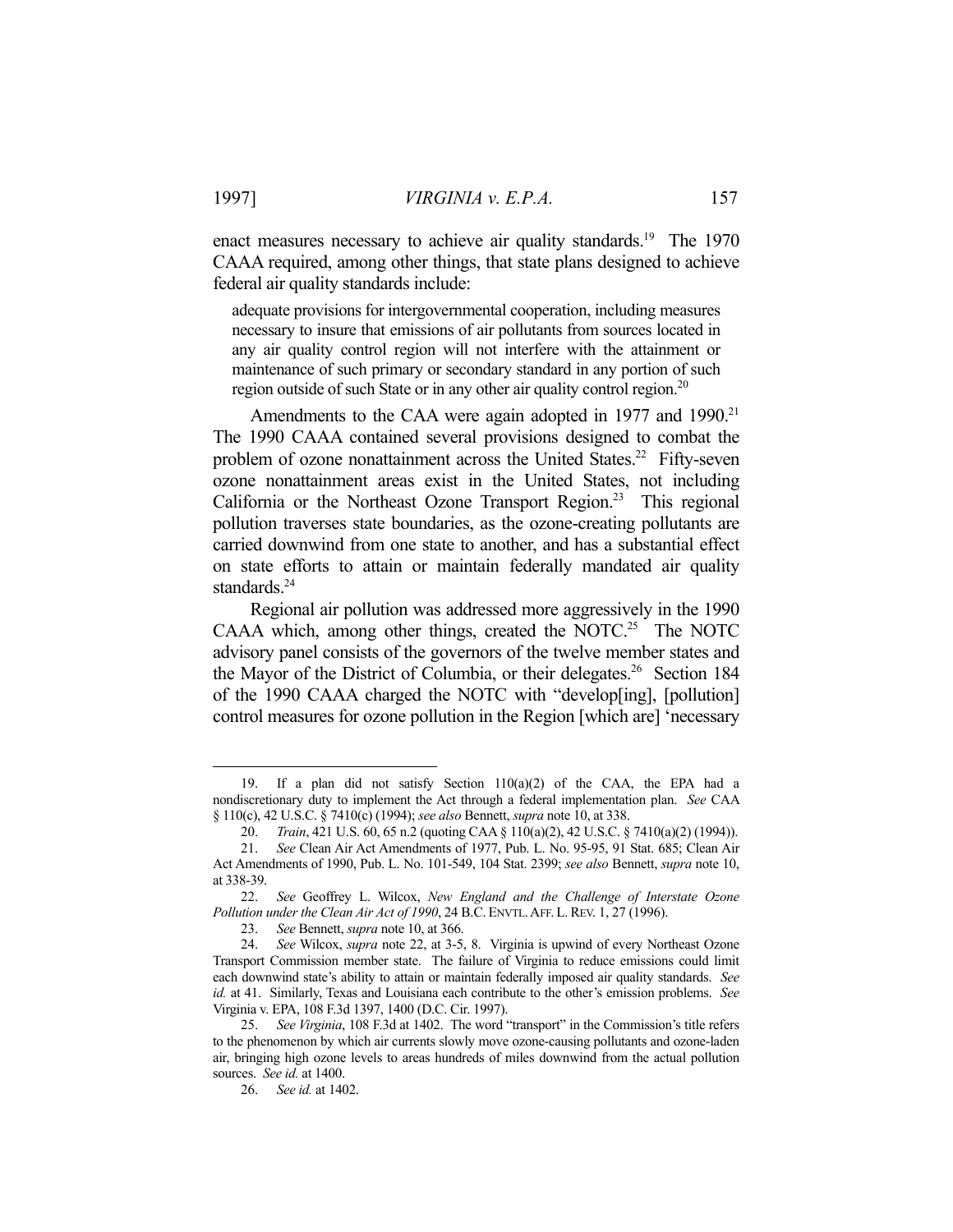enact measures necessary to achieve air quality standards.[19] The 1970 CAAA required, among other things, that state plans designed to achieve federal air quality standards include:

> adequate provisions for intergovernmental cooperation, including measures necessary to insure that emissions of air pollutants from sources located in any air quality control region will not interfere with the attainment or maintenance of such primary or secondary standard in any portion of such region outside of such State or in any other air quality control region.[20]

Amendments to the CAA were again adopted in 1977 and 1990.[21] The 1990 CAAA contained several provisions designed to combat the problem of ozone nonattainment across the United States.[22] Fifty-seven ozone nonattainment areas exist in the United States, not including California or the Northeast Ozone Transport Region.[23] This regional pollution traverses state boundaries, as the ozone-creating pollutants are carried downwind from one state to another, and has a substantial effect on state efforts to attain or maintain federally mandated air quality standards.[24]

Regional air pollution was addressed more aggressively in the 1990 CAAA which, among other things, created the NOTC.[25] The NOTC advisory panel consists of the governors of the twelve member states and the Mayor of the District of Columbia, or their delegates.[26] Section 184 of the 1990 CAAA charged the NOTC with "develop[ing], [pollution] control measures for ozone pollution in the Region [which are] 'necessary

---

19. If a plan did not satisfy Section 110(a)(2) of the CAA, the EPA had a nondiscretionary duty to implement the Act through a federal implementation plan. *See* CAA § 110(c), 42 U.S.C. § 7410(c) (1994); *see also* Bennett, *supra* note 10, at 338.

20. *Train*, 421 U.S. 60, 65 n.2 (quoting CAA § 110(a)(2), 42 U.S.C. § 7410(a)(2) (1994)).

21. *See* Clean Air Act Amendments of 1977, Pub. L. No. 95-95, 91 Stat. 685; Clean Air Act Amendments of 1990, Pub. L. No. 101-549, 104 Stat. 2399; *see also* Bennett, *supra* note 10, at 338-39.

22. *See* Geoffrey L. Wilcox, *New England and the Challenge of Interstate Ozone Pollution under the Clean Air Act of 1990*, 24 B.C. ENVTL. AFF. L. REV. 1, 27 (1996).

23. *See* Bennett, *supra* note 10, at 366.

24. *See* Wilcox, *supra* note 22, at 3-5, 8. Virginia is upwind of every Northeast Ozone Transport Commission member state. The failure of Virginia to reduce emissions could limit each downwind state's ability to attain or maintain federally imposed air quality standards. *See id.* at 41. Similarly, Texas and Louisiana each contribute to the other's emission problems. *See* Virginia v. EPA, 108 F.3d 1397, 1400 (D.C. Cir. 1997).

25. *See Virginia*, 108 F.3d at 1402. The word "transport" in the Commission's title refers to the phenomenon by which air currents slowly move ozone-causing pollutants and ozone-laden air, bringing high ozone levels to areas hundreds of miles downwind from the actual pollution sources. *See id.* at 1400.

26. *See id.* at 1402.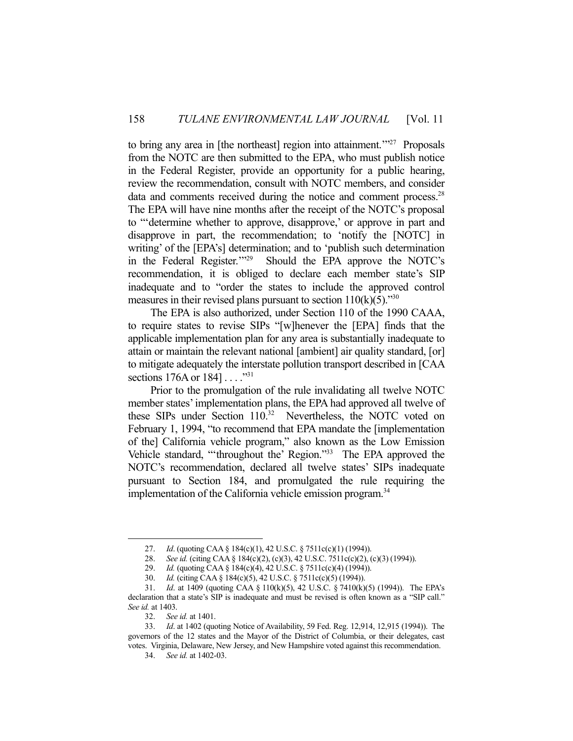to bring any area in [the northeast] region into attainment.'"[27] Proposals from the NOTC are then submitted to the EPA, who must publish notice in the Federal Register, provide an opportunity for a public hearing, review the recommendation, consult with NOTC members, and consider data and comments received during the notice and comment process.[28] The EPA will have nine months after the receipt of the NOTC's proposal to "'determine whether to approve, disapprove,' or approve in part and disapprove in part, the recommendation; to 'notify the [NOTC] in writing' of the [EPA's] determination; and to 'publish such determination in the Federal Register.'"[29] Should the EPA approve the NOTC's recommendation, it is obliged to declare each member state's SIP inadequate and to "order the states to include the approved control measures in their revised plans pursuant to section 110(k)(5)."[30]

The EPA is also authorized, under Section 110 of the 1990 CAAA, to require states to revise SIPs "[w]henever the [EPA] finds that the applicable implementation plan for any area is substantially inadequate to attain or maintain the relevant national [ambient] air quality standard, [or] to mitigate adequately the interstate pollution transport described in [CAA sections 176A or 184] . . . ."[31]

Prior to the promulgation of the rule invalidating all twelve NOTC member states' implementation plans, the EPA had approved all twelve of these SIPs under Section 110.[32] Nevertheless, the NOTC voted on February 1, 1994, "to recommend that EPA mandate the [implementation of the] California vehicle program," also known as the Low Emission Vehicle standard, "'throughout the' Region."[33] The EPA approved the NOTC's recommendation, declared all twelve states' SIPs inadequate pursuant to Section 184, and promulgated the rule requiring the implementation of the California vehicle emission program.[34]

---

27. *Id*. (quoting CAA § 184(c)(1), 42 U.S.C. § 7511c(c)(1) (1994)).

28. *See id.* (citing CAA § 184(c)(2), (c)(3), 42 U.S.C. 7511c(c)(2), (c)(3) (1994)).

29. *Id.* (quoting CAA § 184(c)(4), 42 U.S.C. § 7511c(c)(4) (1994)).

30. *Id.* (citing CAA § 184(c)(5), 42 U.S.C. § 7511c(c)(5) (1994)).

31. *Id*. at 1409 (quoting CAA § 110(k)(5), 42 U.S.C. § 7410(k)(5) (1994)). The EPA's declaration that a state's SIP is inadequate and must be revised is often known as a "SIP call." *See id.* at 1403.

32. *See id.* at 1401.

33. *Id*. at 1402 (quoting Notice of Availability, 59 Fed. Reg. 12,914, 12,915 (1994)). The governors of the 12 states and the Mayor of the District of Columbia, or their delegates, cast votes. Virginia, Delaware, New Jersey, and New Hampshire voted against this recommendation.

34. *See id.* at 1402-03.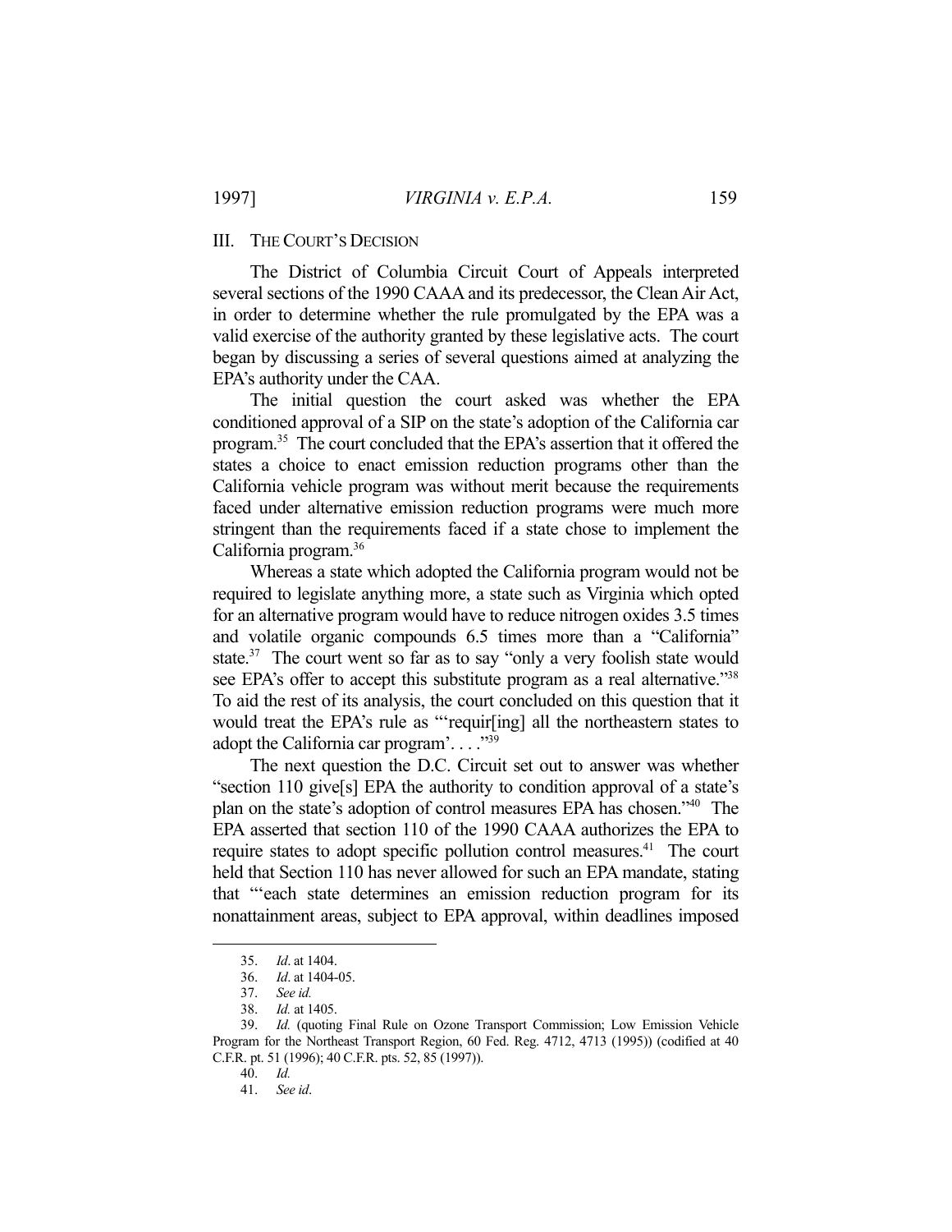## III. The Court's Decision

The District of Columbia Circuit Court of Appeals interpreted several sections of the 1990 CAAA and its predecessor, the Clean Air Act, in order to determine whether the rule promulgated by the EPA was a valid exercise of the authority granted by these legislative acts. The court began by discussing a series of several questions aimed at analyzing the EPA's authority under the CAA.

The initial question the court asked was whether the EPA conditioned approval of a SIP on the state's adoption of the California car program.[35] The court concluded that the EPA's assertion that it offered the states a choice to enact emission reduction programs other than the California vehicle program was without merit because the requirements faced under alternative emission reduction programs were much more stringent than the requirements faced if a state chose to implement the California program.[36]

Whereas a state which adopted the California program would not be required to legislate anything more, a state such as Virginia which opted for an alternative program would have to reduce nitrogen oxides 3.5 times and volatile organic compounds 6.5 times more than a "California" state.[37] The court went so far as to say "only a very foolish state would see EPA's offer to accept this substitute program as a real alternative."[38] To aid the rest of its analysis, the court concluded on this question that it would treat the EPA's rule as "'requir[ing] all the northeastern states to adopt the California car program'. . . ."[39]

The next question the D.C. Circuit set out to answer was whether "section 110 give[s] EPA the authority to condition approval of a state's plan on the state's adoption of control measures EPA has chosen."[40] The EPA asserted that section 110 of the 1990 CAAA authorizes the EPA to require states to adopt specific pollution control measures.[41] The court held that Section 110 has never allowed for such an EPA mandate, stating that "'each state determines an emission reduction program for its nonattainment areas, subject to EPA approval, within deadlines imposed

---

35. *Id*. at 1404.

36. *Id*. at 1404-05.

37. *See id.*

38. *Id.* at 1405.

39. *Id.* (quoting Final Rule on Ozone Transport Commission; Low Emission Vehicle Program for the Northeast Transport Region, 60 Fed. Reg. 4712, 4713 (1995)) (codified at 40 C.F.R. pt. 51 (1996); 40 C.F.R. pts. 52, 85 (1997)).

40. *Id.*

41. *See id*.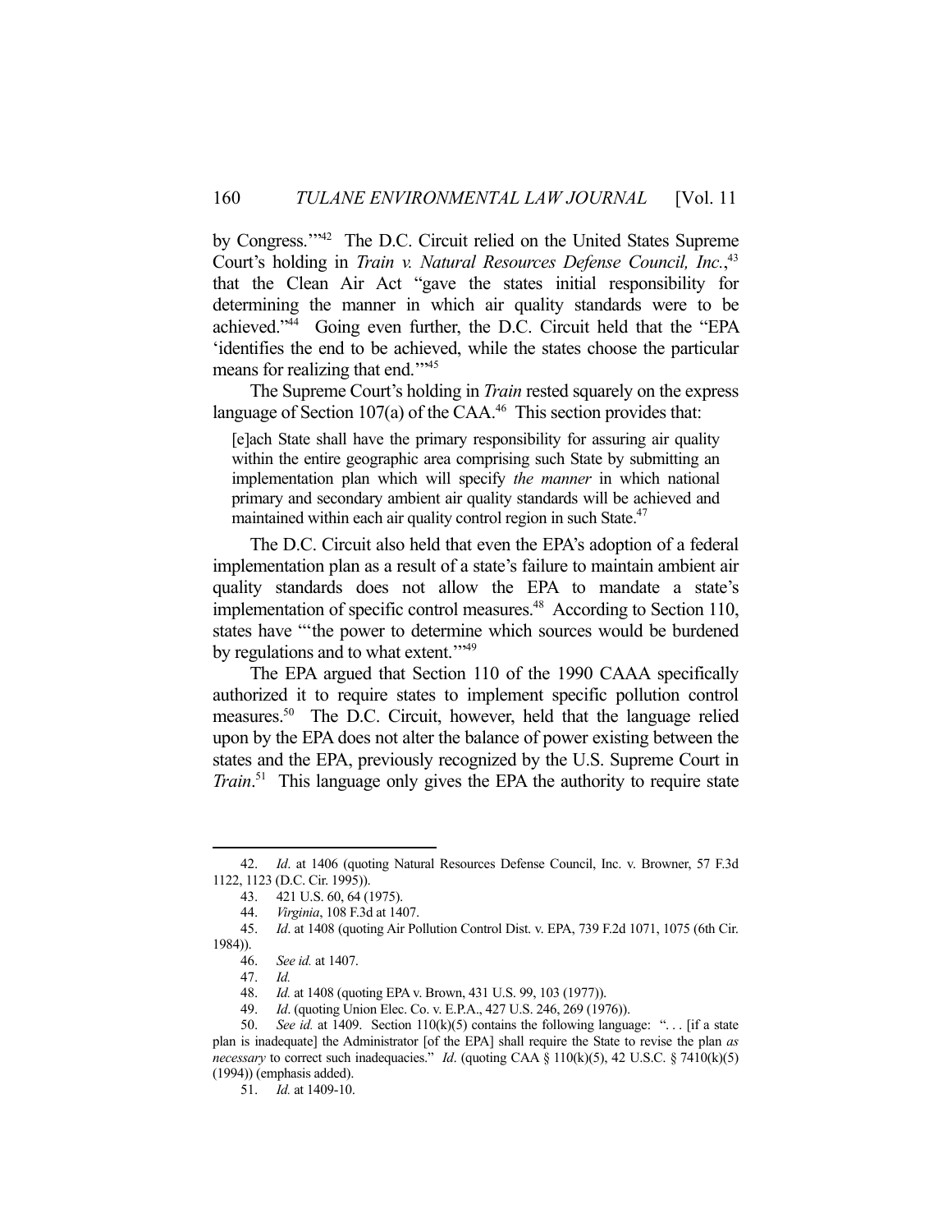by Congress.'"[42] The D.C. Circuit relied on the United States Supreme Court's holding in *Train v. Natural Resources Defense Council, Inc.*,[43] that the Clean Air Act "gave the states initial responsibility for determining the manner in which air quality standards were to be achieved."[44] Going even further, the D.C. Circuit held that the "EPA 'identifies the end to be achieved, while the states choose the particular means for realizing that end.'"[45]

The Supreme Court's holding in *Train* rested squarely on the express language of Section 107(a) of the CAA.[46] This section provides that:

> [e]ach State shall have the primary responsibility for assuring air quality within the entire geographic area comprising such State by submitting an implementation plan which will specify *the manner* in which national primary and secondary ambient air quality standards will be achieved and maintained within each air quality control region in such State.[47]

The D.C. Circuit also held that even the EPA's adoption of a federal implementation plan as a result of a state's failure to maintain ambient air quality standards does not allow the EPA to mandate a state's implementation of specific control measures.[48] According to Section 110, states have "'the power to determine which sources would be burdened by regulations and to what extent.'"[49]

The EPA argued that Section 110 of the 1990 CAAA specifically authorized it to require states to implement specific pollution control measures.[50] The D.C. Circuit, however, held that the language relied upon by the EPA does not alter the balance of power existing between the states and the EPA, previously recognized by the U.S. Supreme Court in *Train*.[51] This language only gives the EPA the authority to require state

---

42. *Id*. at 1406 (quoting Natural Resources Defense Council, Inc. v. Browner, 57 F.3d 1122, 1123 (D.C. Cir. 1995)).

43. 421 U.S. 60, 64 (1975).

44. *Virginia*, 108 F.3d at 1407.

45. *Id*. at 1408 (quoting Air Pollution Control Dist. v. EPA, 739 F.2d 1071, 1075 (6th Cir. 1984)).

46. *See id.* at 1407.

47. *Id.*

48. *Id.* at 1408 (quoting EPA v. Brown, 431 U.S. 99, 103 (1977)).

49. *Id*. (quoting Union Elec. Co. v. E.P.A., 427 U.S. 246, 269 (1976)).

50. *See id.* at 1409. Section 110(k)(5) contains the following language: ". . . [if a state plan is inadequate] the Administrator [of the EPA] shall require the State to revise the plan *as necessary* to correct such inadequacies." *Id*. (quoting CAA § 110(k)(5), 42 U.S.C. § 7410(k)(5) (1994)) (emphasis added).

51. *Id.* at 1409-10.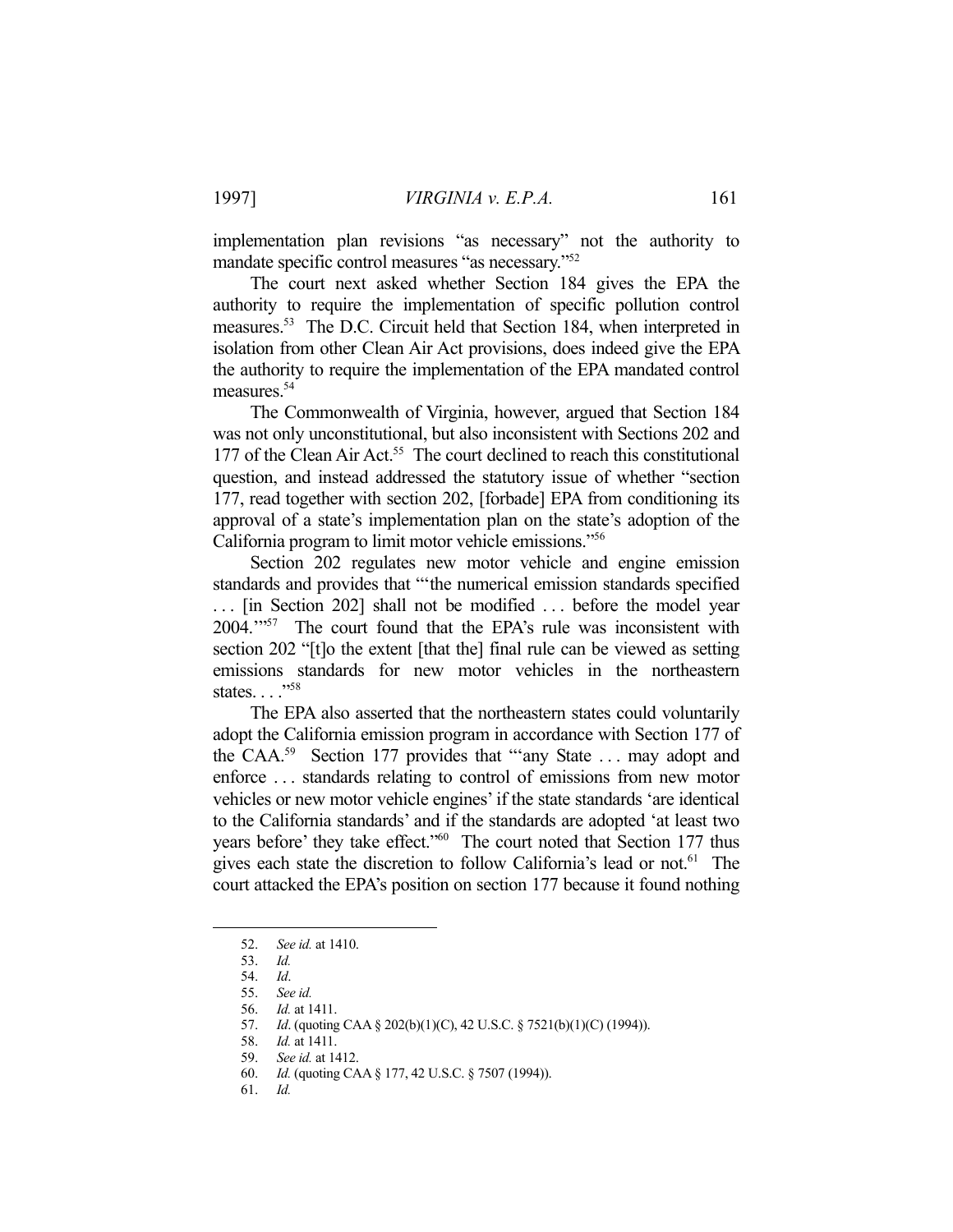implementation plan revisions "as necessary" not the authority to mandate specific control measures "as necessary."[52]

The court next asked whether Section 184 gives the EPA the authority to require the implementation of specific pollution control measures.[53] The D.C. Circuit held that Section 184, when interpreted in isolation from other Clean Air Act provisions, does indeed give the EPA the authority to require the implementation of the EPA mandated control measures.[54]

The Commonwealth of Virginia, however, argued that Section 184 was not only unconstitutional, but also inconsistent with Sections 202 and 177 of the Clean Air Act.[55] The court declined to reach this constitutional question, and instead addressed the statutory issue of whether "section 177, read together with section 202, [forbade] EPA from conditioning its approval of a state's implementation plan on the state's adoption of the California program to limit motor vehicle emissions."[56]

Section 202 regulates new motor vehicle and engine emission standards and provides that "'the numerical emission standards specified . . . [in Section 202] shall not be modified . . . before the model year 2004.'"[57] The court found that the EPA's rule was inconsistent with section 202 "[t]o the extent [that the] final rule can be viewed as setting emissions standards for new motor vehicles in the northeastern states. . . ."[58]

The EPA also asserted that the northeastern states could voluntarily adopt the California emission program in accordance with Section 177 of the CAA.[59] Section 177 provides that "'any State . . . may adopt and enforce . . . standards relating to control of emissions from new motor vehicles or new motor vehicle engines' if the state standards 'are identical to the California standards' and if the standards are adopted 'at least two years before' they take effect."[60] The court noted that Section 177 thus gives each state the discretion to follow California's lead or not.[61] The court attacked the EPA's position on section 177 because it found nothing

---

52. *See id.* at 1410.
53. *Id.*
54. *Id*.
55. *See id.*
56. *Id.* at 1411.
57. *Id*. (quoting CAA § 202(b)(1)(C), 42 U.S.C. § 7521(b)(1)(C) (1994)).
58. *Id.* at 1411.
59. *See id.* at 1412.
60. *Id.* (quoting CAA § 177, 42 U.S.C. § 7507 (1994)).
61. *Id.*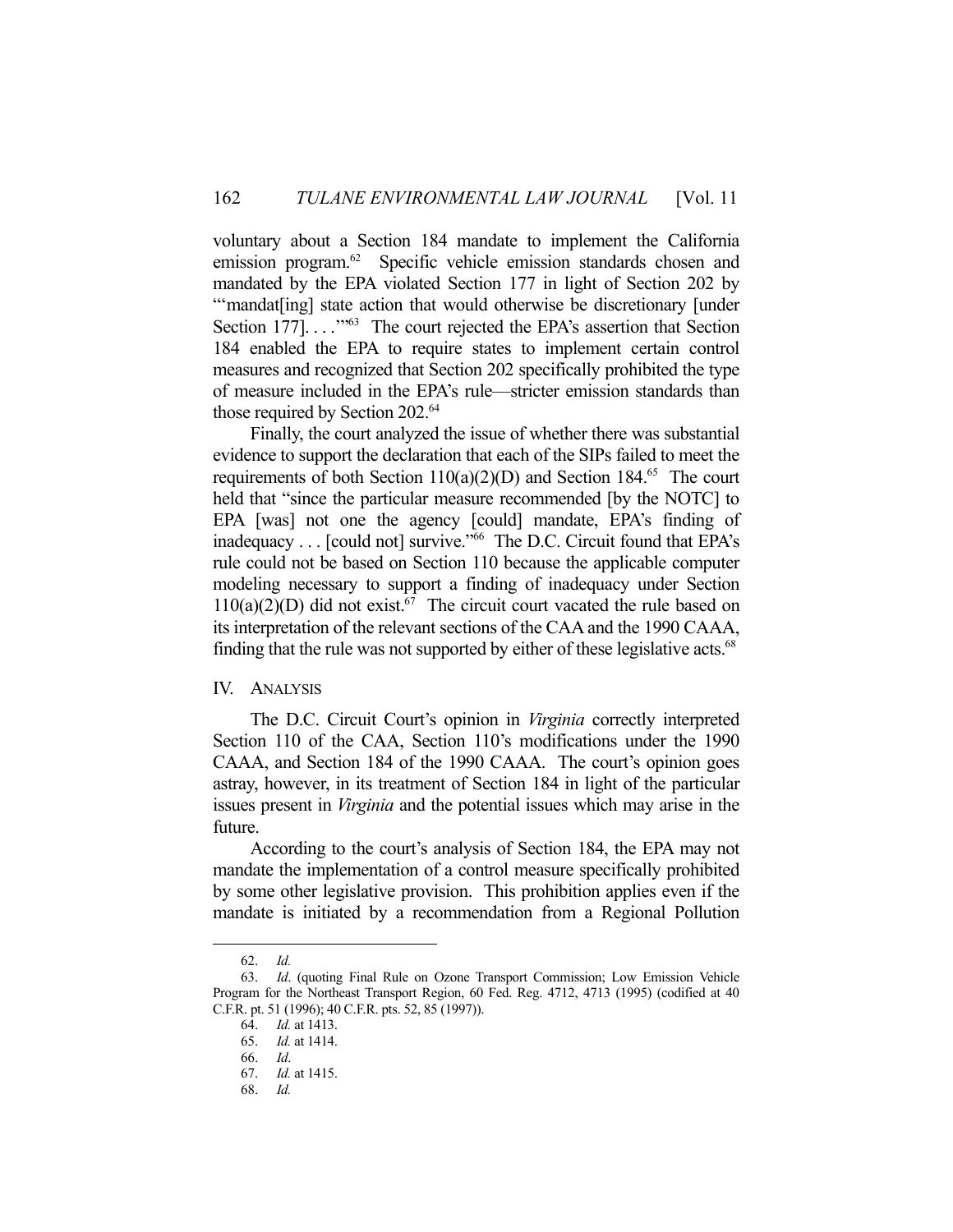voluntary about a Section 184 mandate to implement the California emission program.[62] Specific vehicle emission standards chosen and mandated by the EPA violated Section 177 in light of Section 202 by "'mandat[ing] state action that would otherwise be discretionary [under Section 177]. . . .'"[63] The court rejected the EPA's assertion that Section 184 enabled the EPA to require states to implement certain control measures and recognized that Section 202 specifically prohibited the type of measure included in the EPA's rule—stricter emission standards than those required by Section 202.[64]

Finally, the court analyzed the issue of whether there was substantial evidence to support the declaration that each of the SIPs failed to meet the requirements of both Section 110(a)(2)(D) and Section 184.[65] The court held that "since the particular measure recommended [by the NOTC] to EPA [was] not one the agency [could] mandate, EPA's finding of inadequacy . . . [could not] survive."[66] The D.C. Circuit found that EPA's rule could not be based on Section 110 because the applicable computer modeling necessary to support a finding of inadequacy under Section 110(a)(2)(D) did not exist.[67] The circuit court vacated the rule based on its interpretation of the relevant sections of the CAA and the 1990 CAAA, finding that the rule was not supported by either of these legislative acts.[68]

## IV. Analysis

The D.C. Circuit Court's opinion in *Virginia* correctly interpreted Section 110 of the CAA, Section 110's modifications under the 1990 CAAA, and Section 184 of the 1990 CAAA. The court's opinion goes astray, however, in its treatment of Section 184 in light of the particular issues present in *Virginia* and the potential issues which may arise in the future.

According to the court's analysis of Section 184, the EPA may not mandate the implementation of a control measure specifically prohibited by some other legislative provision. This prohibition applies even if the mandate is initiated by a recommendation from a Regional Pollution

---

62. *Id.*

63. *Id*. (quoting Final Rule on Ozone Transport Commission; Low Emission Vehicle Program for the Northeast Transport Region, 60 Fed. Reg. 4712, 4713 (1995) (codified at 40 C.F.R. pt. 51 (1996); 40 C.F.R. pts. 52, 85 (1997)).

64. *Id.* at 1413.

65. *Id.* at 1414.

66. *Id*.

67. *Id.* at 1415.

68. *Id.*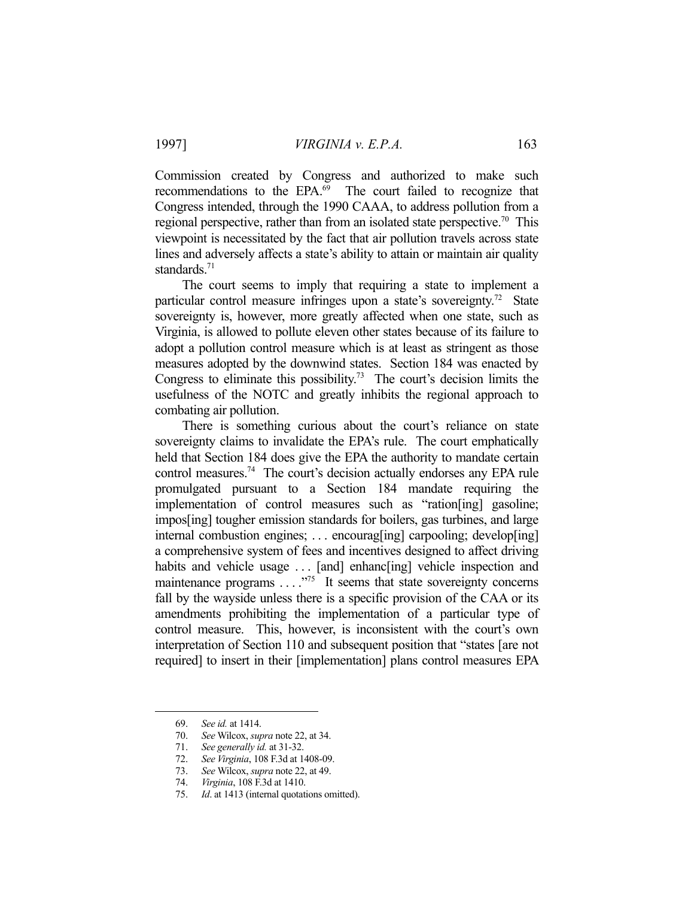Commission created by Congress and authorized to make such recommendations to the EPA.[69] The court failed to recognize that Congress intended, through the 1990 CAAA, to address pollution from a regional perspective, rather than from an isolated state perspective.[70] This viewpoint is necessitated by the fact that air pollution travels across state lines and adversely affects a state's ability to attain or maintain air quality standards.[71]

The court seems to imply that requiring a state to implement a particular control measure infringes upon a state's sovereignty.[72] State sovereignty is, however, more greatly affected when one state, such as Virginia, is allowed to pollute eleven other states because of its failure to adopt a pollution control measure which is at least as stringent as those measures adopted by the downwind states. Section 184 was enacted by Congress to eliminate this possibility.[73] The court's decision limits the usefulness of the NOTC and greatly inhibits the regional approach to combating air pollution.

There is something curious about the court's reliance on state sovereignty claims to invalidate the EPA's rule. The court emphatically held that Section 184 does give the EPA the authority to mandate certain control measures.[74] The court's decision actually endorses any EPA rule promulgated pursuant to a Section 184 mandate requiring the implementation of control measures such as "ration[ing] gasoline; impos[ing] tougher emission standards for boilers, gas turbines, and large internal combustion engines; . . . encourag[ing] carpooling; develop[ing] a comprehensive system of fees and incentives designed to affect driving habits and vehicle usage . . . [and] enhanc[ing] vehicle inspection and maintenance programs . . . ."[75] It seems that state sovereignty concerns fall by the wayside unless there is a specific provision of the CAA or its amendments prohibiting the implementation of a particular type of control measure. This, however, is inconsistent with the court's own interpretation of Section 110 and subsequent position that "states [are not required] to insert in their [implementation] plans control measures EPA

---

69. *See id.* at 1414.
70. *See* Wilcox, *supra* note 22, at 34.
71. *See generally id.* at 31-32.
72. *See Virginia*, 108 F.3d at 1408-09.
73. *See* Wilcox, *supra* note 22, at 49.
74. *Virginia*, 108 F.3d at 1410.
75. *Id*. at 1413 (internal quotations omitted).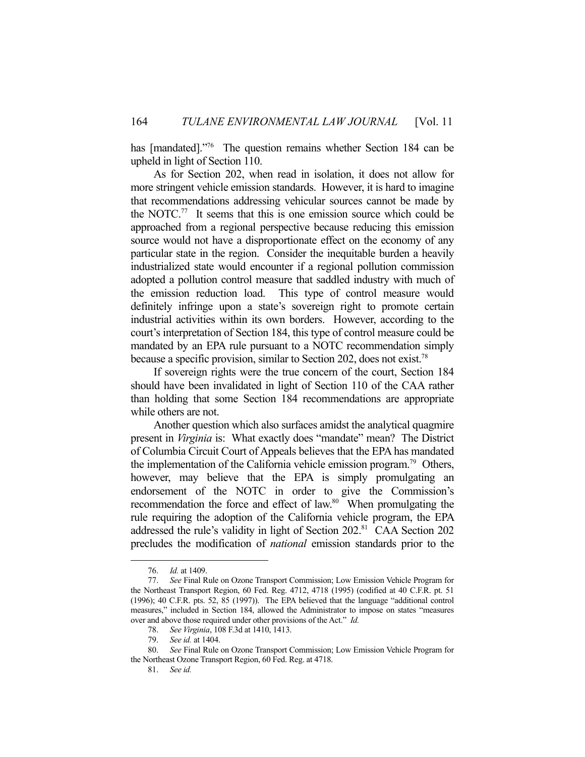has [mandated]."[76] The question remains whether Section 184 can be upheld in light of Section 110.

As for Section 202, when read in isolation, it does not allow for more stringent vehicle emission standards. However, it is hard to imagine that recommendations addressing vehicular sources cannot be made by the NOTC.[77] It seems that this is one emission source which could be approached from a regional perspective because reducing this emission source would not have a disproportionate effect on the economy of any particular state in the region. Consider the inequitable burden a heavily industrialized state would encounter if a regional pollution commission adopted a pollution control measure that saddled industry with much of the emission reduction load. This type of control measure would definitely infringe upon a state's sovereign right to promote certain industrial activities within its own borders. However, according to the court's interpretation of Section 184, this type of control measure could be mandated by an EPA rule pursuant to a NOTC recommendation simply because a specific provision, similar to Section 202, does not exist.[78]

If sovereign rights were the true concern of the court, Section 184 should have been invalidated in light of Section 110 of the CAA rather than holding that some Section 184 recommendations are appropriate while others are not.

Another question which also surfaces amidst the analytical quagmire present in *Virginia* is: What exactly does "mandate" mean? The District of Columbia Circuit Court of Appeals believes that the EPA has mandated the implementation of the California vehicle emission program.[79] Others, however, may believe that the EPA is simply promulgating an endorsement of the NOTC in order to give the Commission's recommendation the force and effect of law.[80] When promulgating the rule requiring the adoption of the California vehicle program, the EPA addressed the rule's validity in light of Section 202.[81] CAA Section 202 precludes the modification of *national* emission standards prior to the

---

76. *Id.* at 1409.

77. *See* Final Rule on Ozone Transport Commission; Low Emission Vehicle Program for the Northeast Transport Region, 60 Fed. Reg. 4712, 4718 (1995) (codified at 40 C.F.R. pt. 51 (1996); 40 C.F.R. pts. 52, 85 (1997)). The EPA believed that the language "additional control measures," included in Section 184, allowed the Administrator to impose on states "measures over and above those required under other provisions of the Act." *Id.*

78. *See Virginia*, 108 F.3d at 1410, 1413.

79. *See id.* at 1404.

80. *See* Final Rule on Ozone Transport Commission; Low Emission Vehicle Program for the Northeast Ozone Transport Region, 60 Fed. Reg. at 4718.

81. *See id.*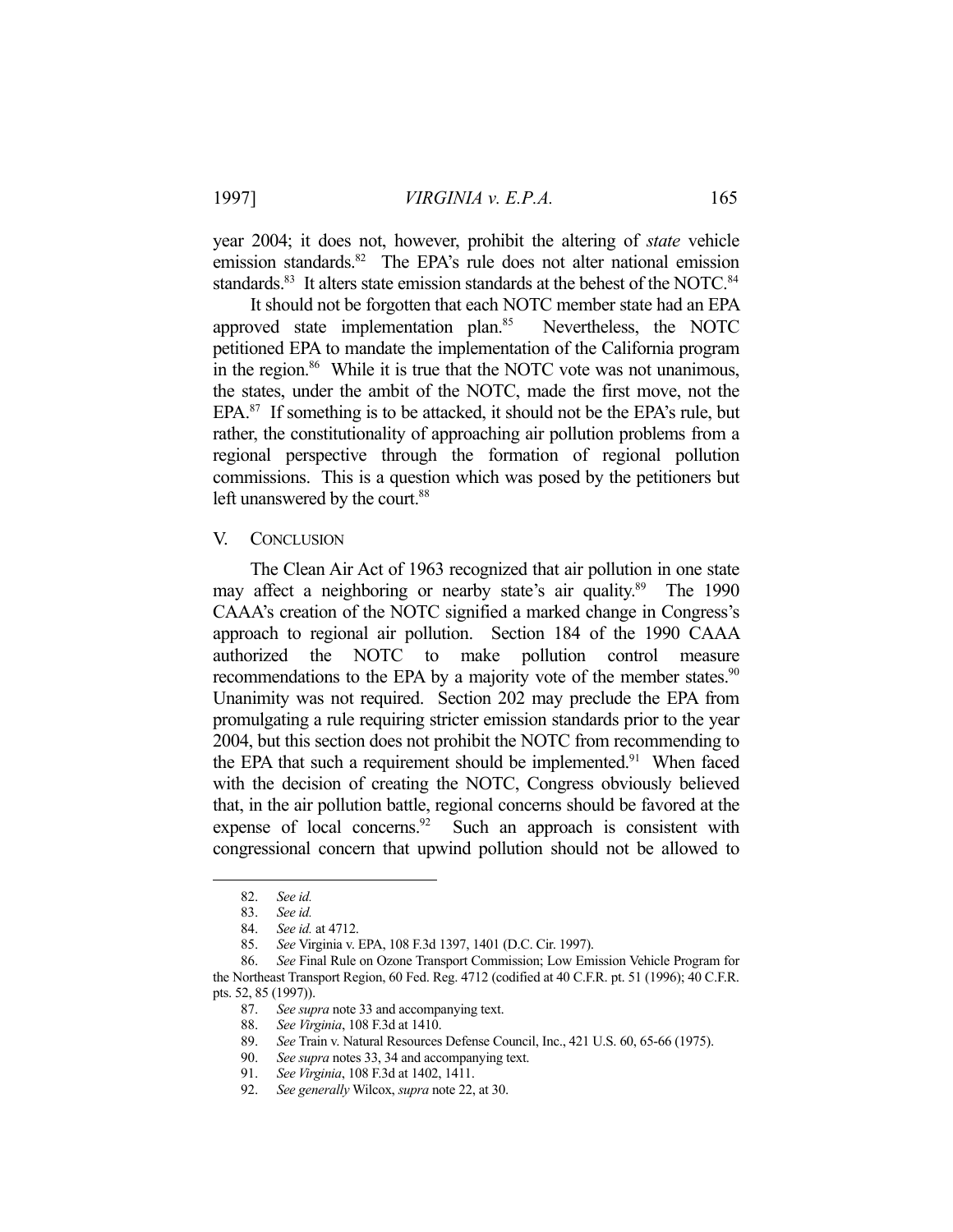year 2004; it does not, however, prohibit the altering of *state* vehicle emission standards.[82] The EPA's rule does not alter national emission standards.[83] It alters state emission standards at the behest of the NOTC.[84]

It should not be forgotten that each NOTC member state had an EPA approved state implementation plan.[85] Nevertheless, the NOTC petitioned EPA to mandate the implementation of the California program in the region.[86] While it is true that the NOTC vote was not unanimous, the states, under the ambit of the NOTC, made the first move, not the EPA.[87] If something is to be attacked, it should not be the EPA's rule, but rather, the constitutionality of approaching air pollution problems from a regional perspective through the formation of regional pollution commissions. This is a question which was posed by the petitioners but left unanswered by the court.[88]

## V. CONCLUSION

The Clean Air Act of 1963 recognized that air pollution in one state may affect a neighboring or nearby state's air quality.[89] The 1990 CAAA's creation of the NOTC signified a marked change in Congress's approach to regional air pollution. Section 184 of the 1990 CAAA authorized the NOTC to make pollution control measure recommendations to the EPA by a majority vote of the member states.[90] Unanimity was not required. Section 202 may preclude the EPA from promulgating a rule requiring stricter emission standards prior to the year 2004, but this section does not prohibit the NOTC from recommending to the EPA that such a requirement should be implemented.[91] When faced with the decision of creating the NOTC, Congress obviously believed that, in the air pollution battle, regional concerns should be favored at the expense of local concerns.[92] Such an approach is consistent with congressional concern that upwind pollution should not be allowed to

---

82. *See id.*
83. *See id.*
84. *See id.* at 4712.
85. *See* Virginia v. EPA, 108 F.3d 1397, 1401 (D.C. Cir. 1997).
86. *See* Final Rule on Ozone Transport Commission; Low Emission Vehicle Program for the Northeast Transport Region, 60 Fed. Reg. 4712 (codified at 40 C.F.R. pt. 51 (1996); 40 C.F.R. pts. 52, 85 (1997)).
87. *See supra* note 33 and accompanying text.
88. *See Virginia*, 108 F.3d at 1410.
89. *See* Train v. Natural Resources Defense Council, Inc., 421 U.S. 60, 65-66 (1975).
90. *See supra* notes 33, 34 and accompanying text.
91. *See Virginia*, 108 F.3d at 1402, 1411.
92. *See generally* Wilcox, *supra* note 22, at 30.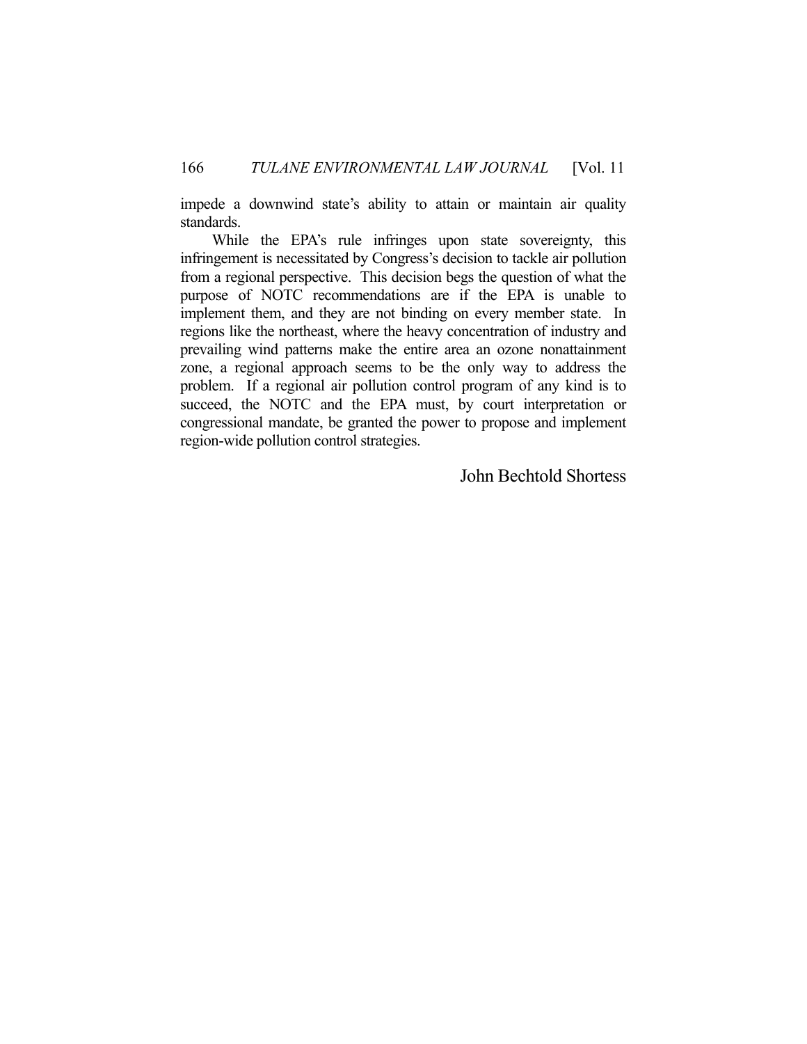impede a downwind state's ability to attain or maintain air quality standards.

While the EPA's rule infringes upon state sovereignty, this infringement is necessitated by Congress's decision to tackle air pollution from a regional perspective. This decision begs the question of what the purpose of NOTC recommendations are if the EPA is unable to implement them, and they are not binding on every member state. In regions like the northeast, where the heavy concentration of industry and prevailing wind patterns make the entire area an ozone nonattainment zone, a regional approach seems to be the only way to address the problem. If a regional air pollution control program of any kind is to succeed, the NOTC and the EPA must, by court interpretation or congressional mandate, be granted the power to propose and implement region-wide pollution control strategies.

John Bechtold Shortess